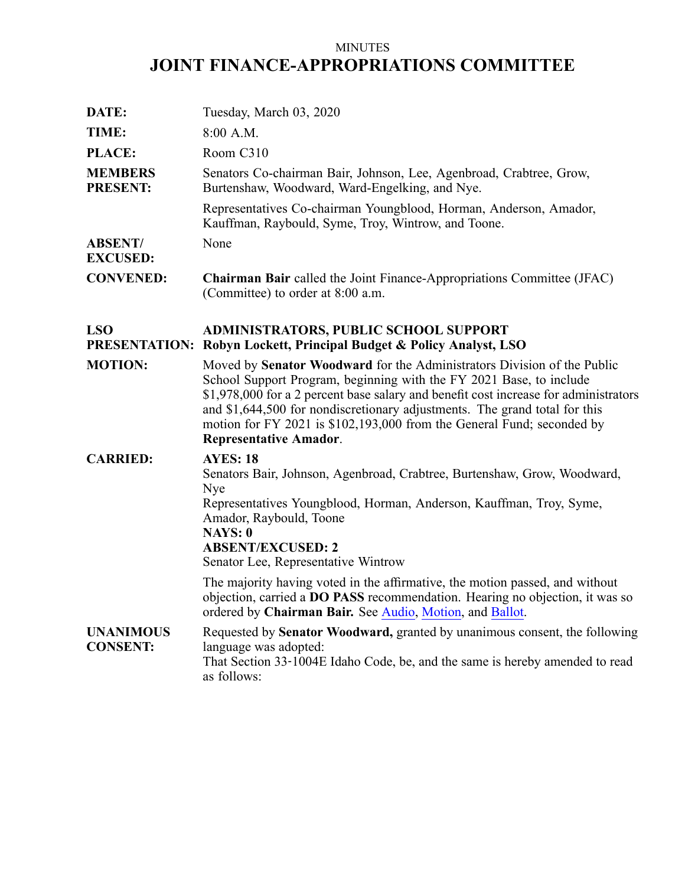MINUTES

# JOINT FINANCE-APPROPRIATIONS COMMITTEE

**DATE:** Tuesday, March 03, 2020

**TIME:** 8:00 A.M.

**PLACE:** Room C310

**MEMBERS PRESENT:** Senators Co-chairman Bair, Johnson, Lee, Agenbroad, Crabtree, Grow, Burtenshaw, Woodward, Ward-Engelking, and Nye.

Representatives Co-chairman Youngblood, Horman, Anderson, Amador, Kauffman, Raybould, Syme, Troy, Wintrow, and Toone.

**ABSENT/ EXCUSED:** None

**CONVENED:** **Chairman Bair** called the Joint Finance-Appropriations Committee (JFAC) (Committee) to order at 8:00 a.m.

**LSO PRESENTATION:** **ADMINISTRATORS, PUBLIC SCHOOL SUPPORT**
**Robyn Lockett, Principal Budget & Policy Analyst, LSO**

**MOTION:** Moved by **Senator Woodward** for the Administrators Division of the Public School Support Program, beginning with the FY 2021 Base, to include $1,978,000 for a 2 percent base salary and benefit cost increase for administrators and $1,644,500 for nondiscretionary adjustments. The grand total for this motion for FY 2021 is $102,193,000 from the General Fund; seconded by **Representative Amador**.

**CARRIED:** **AYES: 18**
Senators Bair, Johnson, Agenbroad, Crabtree, Burtenshaw, Grow, Woodward, Nye
Representatives Youngblood, Horman, Anderson, Kauffman, Troy, Syme, Amador, Raybould, Toone
**NAYS: 0**
**ABSENT/EXCUSED: 2**
Senator Lee, Representative Wintrow

The majority having voted in the affirmative, the motion passed, and without objection, carried a **DO PASS** recommendation. Hearing no objection, it was so ordered by **Chairman Bair.** See Audio, Motion, and Ballot.

**UNANIMOUS CONSENT:** Requested by **Senator Woodward,** granted by unanimous consent, the following language was adopted:
That Section 33-1004E Idaho Code, be, and the same is hereby amended to read as follows: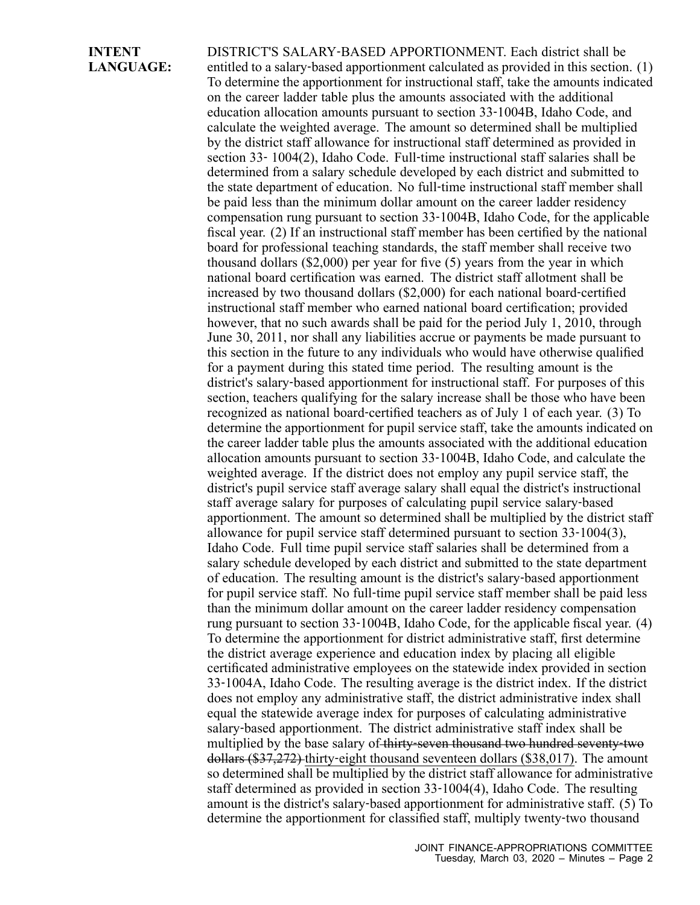**INTENT LANGUAGE:** DISTRICT'S SALARY-BASED APPORTIONMENT. Each district shall be entitled to a salary-based apportionment calculated as provided in this section. (1) To determine the apportionment for instructional staff, take the amounts indicated on the career ladder table plus the amounts associated with the additional education allocation amounts pursuant to section 33-1004B, Idaho Code, and calculate the weighted average. The amount so determined shall be multiplied by the district staff allowance for instructional staff determined as provided in section 33- 1004(2), Idaho Code. Full-time instructional staff salaries shall be determined from a salary schedule developed by each district and submitted to the state department of education. No full-time instructional staff member shall be paid less than the minimum dollar amount on the career ladder residency compensation rung pursuant to section 33-1004B, Idaho Code, for the applicable fiscal year. (2) If an instructional staff member has been certified by the national board for professional teaching standards, the staff member shall receive two thousand dollars ($2,000) per year for five (5) years from the year in which national board certification was earned. The district staff allotment shall be increased by two thousand dollars ($2,000) for each national board-certified instructional staff member who earned national board certification; provided however, that no such awards shall be paid for the period July 1, 2010, through June 30, 2011, nor shall any liabilities accrue or payments be made pursuant to this section in the future to any individuals who would have otherwise qualified for a payment during this stated time period. The resulting amount is the district's salary-based apportionment for instructional staff. For purposes of this section, teachers qualifying for the salary increase shall be those who have been recognized as national board-certified teachers as of July 1 of each year. (3) To determine the apportionment for pupil service staff, take the amounts indicated on the career ladder table plus the amounts associated with the additional education allocation amounts pursuant to section 33-1004B, Idaho Code, and calculate the weighted average. If the district does not employ any pupil service staff, the district's pupil service staff average salary shall equal the district's instructional staff average salary for purposes of calculating pupil service salary-based apportionment. The amount so determined shall be multiplied by the district staff allowance for pupil service staff determined pursuant to section 33-1004(3), Idaho Code. Full time pupil service staff salaries shall be determined from a salary schedule developed by each district and submitted to the state department of education. The resulting amount is the district's salary-based apportionment for pupil service staff. No full-time pupil service staff member shall be paid less than the minimum dollar amount on the career ladder residency compensation rung pursuant to section 33-1004B, Idaho Code, for the applicable fiscal year. (4) To determine the apportionment for district administrative staff, first determine the district average experience and education index by placing all eligible certificated administrative employees on the statewide index provided in section 33-1004A, Idaho Code. The resulting average is the district index. If the district does not employ any administrative staff, the district administrative index shall equal the statewide average index for purposes of calculating administrative salary-based apportionment. The district administrative staff index shall be multiplied by the base salary of ~~thirty-seven thousand two hundred seventy-two dollars ($37,272)~~ <u>thirty-eight thousand seventeen dollars ($38,017)</u>. The amount so determined shall be multiplied by the district staff allowance for administrative staff determined as provided in section 33-1004(4), Idaho Code. The resulting amount is the district's salary-based apportionment for administrative staff. (5) To determine the apportionment for classified staff, multiply twenty-two thousand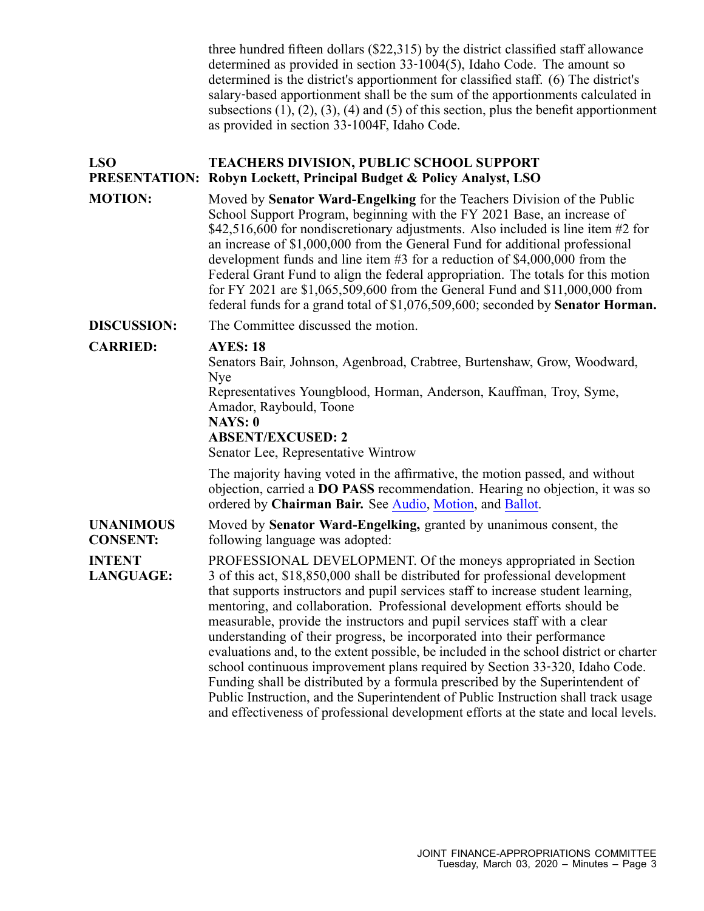three hundred fifteen dollars ($22,315) by the district classified staff allowance determined as provided in section 33-1004(5), Idaho Code. The amount so determined is the district's apportionment for classified staff. (6) The district's salary-based apportionment shall be the sum of the apportionments calculated in subsections (1), (2), (3), (4) and (5) of this section, plus the benefit apportionment as provided in section 33-1004F, Idaho Code.

**LSO PRESENTATION:** **TEACHERS DIVISION, PUBLIC SCHOOL SUPPORT**
**Robyn Lockett, Principal Budget & Policy Analyst, LSO**

**MOTION:** Moved by **Senator Ward-Engelking** for the Teachers Division of the Public School Support Program, beginning with the FY 2021 Base, an increase of $42,516,600 for nondiscretionary adjustments. Also included is line item #2 for an increase of $1,000,000 from the General Fund for additional professional development funds and line item #3 for a reduction of $4,000,000 from the Federal Grant Fund to align the federal appropriation. The totals for this motion for FY 2021 are $1,065,509,600 from the General Fund and $11,000,000 from federal funds for a grand total of $1,076,509,600; seconded by **Senator Horman.**

**DISCUSSION:** The Committee discussed the motion.

**CARRIED:** **AYES: 18**
Senators Bair, Johnson, Agenbroad, Crabtree, Burtenshaw, Grow, Woodward, Nye
Representatives Youngblood, Horman, Anderson, Kauffman, Troy, Syme, Amador, Raybould, Toone
**NAYS: 0**
**ABSENT/EXCUSED: 2**
Senator Lee, Representative Wintrow

The majority having voted in the affirmative, the motion passed, and without objection, carried a **DO PASS** recommendation. Hearing no objection, it was so ordered by **Chairman Bair.** See Audio, Motion, and Ballot.

**UNANIMOUS CONSENT:** Moved by **Senator Ward-Engelking,** granted by unanimous consent, the following language was adopted:

**INTENT LANGUAGE:** PROFESSIONAL DEVELOPMENT. Of the moneys appropriated in Section 3 of this act, $18,850,000 shall be distributed for professional development that supports instructors and pupil services staff to increase student learning, mentoring, and collaboration. Professional development efforts should be measurable, provide the instructors and pupil services staff with a clear understanding of their progress, be incorporated into their performance evaluations and, to the extent possible, be included in the school district or charter school continuous improvement plans required by Section 33-320, Idaho Code. Funding shall be distributed by a formula prescribed by the Superintendent of Public Instruction, and the Superintendent of Public Instruction shall track usage and effectiveness of professional development efforts at the state and local levels.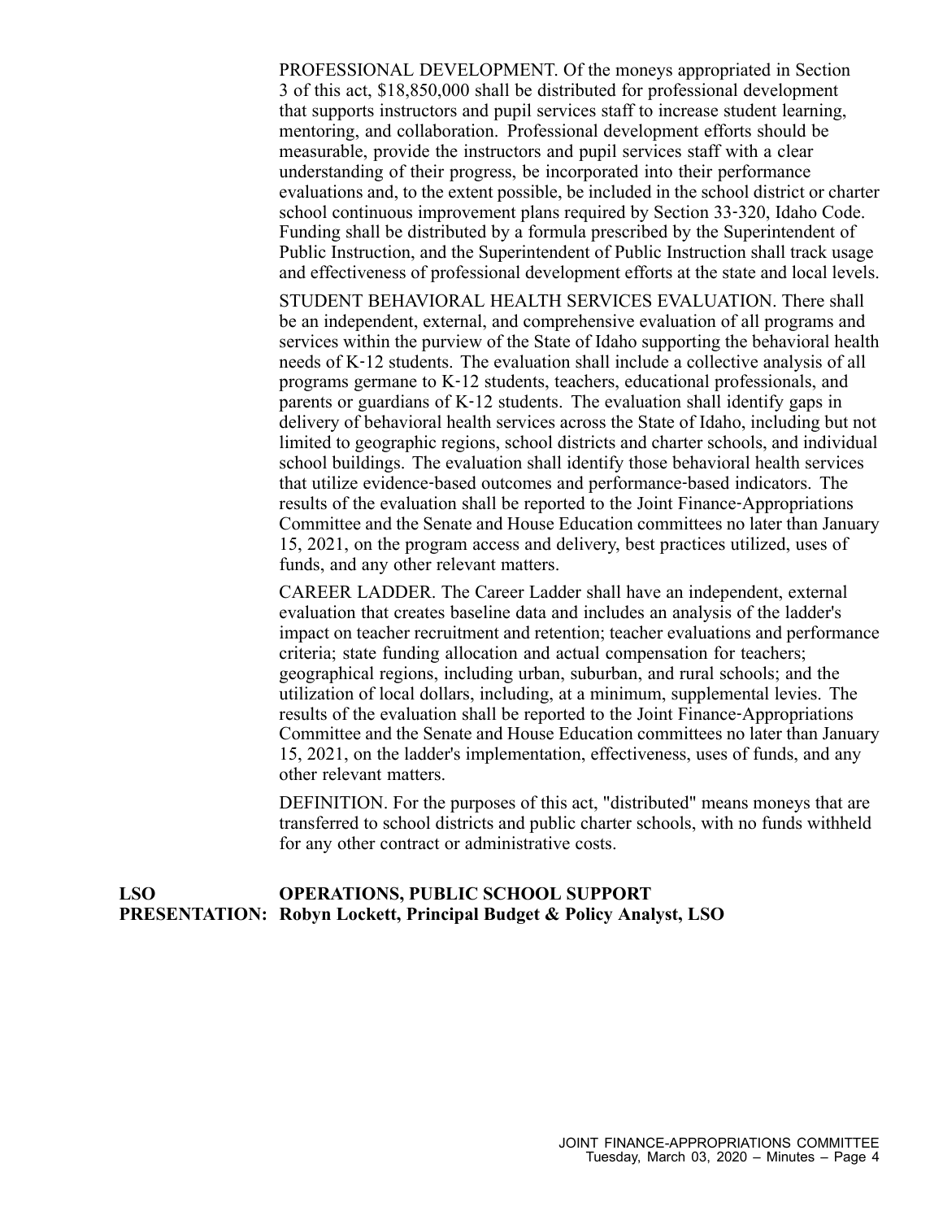PROFESSIONAL DEVELOPMENT. Of the moneys appropriated in Section 3 of this act, $18,850,000 shall be distributed for professional development that supports instructors and pupil services staff to increase student learning, mentoring, and collaboration. Professional development efforts should be measurable, provide the instructors and pupil services staff with a clear understanding of their progress, be incorporated into their performance evaluations and, to the extent possible, be included in the school district or charter school continuous improvement plans required by Section 33-320, Idaho Code. Funding shall be distributed by a formula prescribed by the Superintendent of Public Instruction, and the Superintendent of Public Instruction shall track usage and effectiveness of professional development efforts at the state and local levels.

STUDENT BEHAVIORAL HEALTH SERVICES EVALUATION. There shall be an independent, external, and comprehensive evaluation of all programs and services within the purview of the State of Idaho supporting the behavioral health needs of K-12 students. The evaluation shall include a collective analysis of all programs germane to K-12 students, teachers, educational professionals, and parents or guardians of K-12 students. The evaluation shall identify gaps in delivery of behavioral health services across the State of Idaho, including but not limited to geographic regions, school districts and charter schools, and individual school buildings. The evaluation shall identify those behavioral health services that utilize evidence-based outcomes and performance-based indicators. The results of the evaluation shall be reported to the Joint Finance-Appropriations Committee and the Senate and House Education committees no later than January 15, 2021, on the program access and delivery, best practices utilized, uses of funds, and any other relevant matters.

CAREER LADDER. The Career Ladder shall have an independent, external evaluation that creates baseline data and includes an analysis of the ladder's impact on teacher recruitment and retention; teacher evaluations and performance criteria; state funding allocation and actual compensation for teachers; geographical regions, including urban, suburban, and rural schools; and the utilization of local dollars, including, at a minimum, supplemental levies. The results of the evaluation shall be reported to the Joint Finance-Appropriations Committee and the Senate and House Education committees no later than January 15, 2021, on the ladder's implementation, effectiveness, uses of funds, and any other relevant matters.

DEFINITION. For the purposes of this act, "distributed" means moneys that are transferred to school districts and public charter schools, with no funds withheld for any other contract or administrative costs.

**LSO PRESENTATION:** **OPERATIONS, PUBLIC SCHOOL SUPPORT**
**Robyn Lockett, Principal Budget & Policy Analyst, LSO**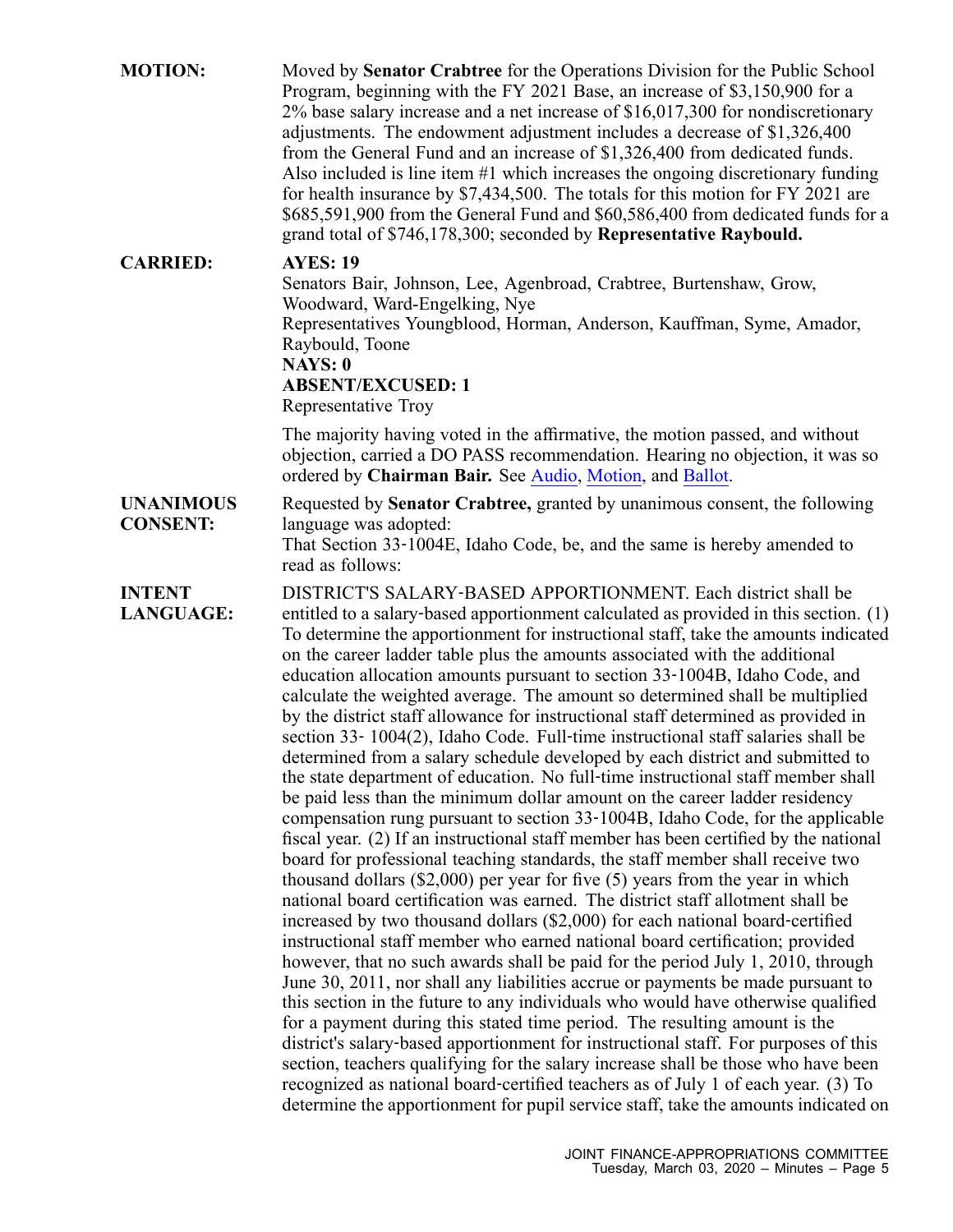**MOTION:** Moved by **Senator Crabtree** for the Operations Division for the Public School Program, beginning with the FY 2021 Base, an increase of $3,150,900 for a 2% base salary increase and a net increase of $16,017,300 for nondiscretionary adjustments. The endowment adjustment includes a decrease of $1,326,400 from the General Fund and an increase of $1,326,400 from dedicated funds. Also included is line item #1 which increases the ongoing discretionary funding for health insurance by $7,434,500. The totals for this motion for FY 2021 are $685,591,900 from the General Fund and $60,586,400 from dedicated funds for a grand total of $746,178,300; seconded by **Representative Raybould.**

**CARRIED:** **AYES: 19**
Senators Bair, Johnson, Lee, Agenbroad, Crabtree, Burtenshaw, Grow, Woodward, Ward-Engelking, Nye
Representatives Youngblood, Horman, Anderson, Kauffman, Syme, Amador, Raybould, Toone
**NAYS: 0**
**ABSENT/EXCUSED: 1**
Representative Troy

The majority having voted in the affirmative, the motion passed, and without objection, carried a DO PASS recommendation. Hearing no objection, it was so ordered by **Chairman Bair.** See Audio, Motion, and Ballot.

**UNANIMOUS CONSENT:** Requested by **Senator Crabtree,** granted by unanimous consent, the following language was adopted:
That Section 33-1004E, Idaho Code, be, and the same is hereby amended to read as follows:

**INTENT LANGUAGE:** DISTRICT'S SALARY-BASED APPORTIONMENT. Each district shall be entitled to a salary-based apportionment calculated as provided in this section. (1) To determine the apportionment for instructional staff, take the amounts indicated on the career ladder table plus the amounts associated with the additional education allocation amounts pursuant to section 33-1004B, Idaho Code, and calculate the weighted average. The amount so determined shall be multiplied by the district staff allowance for instructional staff determined as provided in section 33- 1004(2), Idaho Code. Full-time instructional staff salaries shall be determined from a salary schedule developed by each district and submitted to the state department of education. No full-time instructional staff member shall be paid less than the minimum dollar amount on the career ladder residency compensation rung pursuant to section 33-1004B, Idaho Code, for the applicable fiscal year. (2) If an instructional staff member has been certified by the national board for professional teaching standards, the staff member shall receive two thousand dollars ($2,000) per year for five (5) years from the year in which national board certification was earned. The district staff allotment shall be increased by two thousand dollars ($2,000) for each national board-certified instructional staff member who earned national board certification; provided however, that no such awards shall be paid for the period July 1, 2010, through June 30, 2011, nor shall any liabilities accrue or payments be made pursuant to this section in the future to any individuals who would have otherwise qualified for a payment during this stated time period. The resulting amount is the district's salary-based apportionment for instructional staff. For purposes of this section, teachers qualifying for the salary increase shall be those who have been recognized as national board-certified teachers as of July 1 of each year. (3) To determine the apportionment for pupil service staff, take the amounts indicated on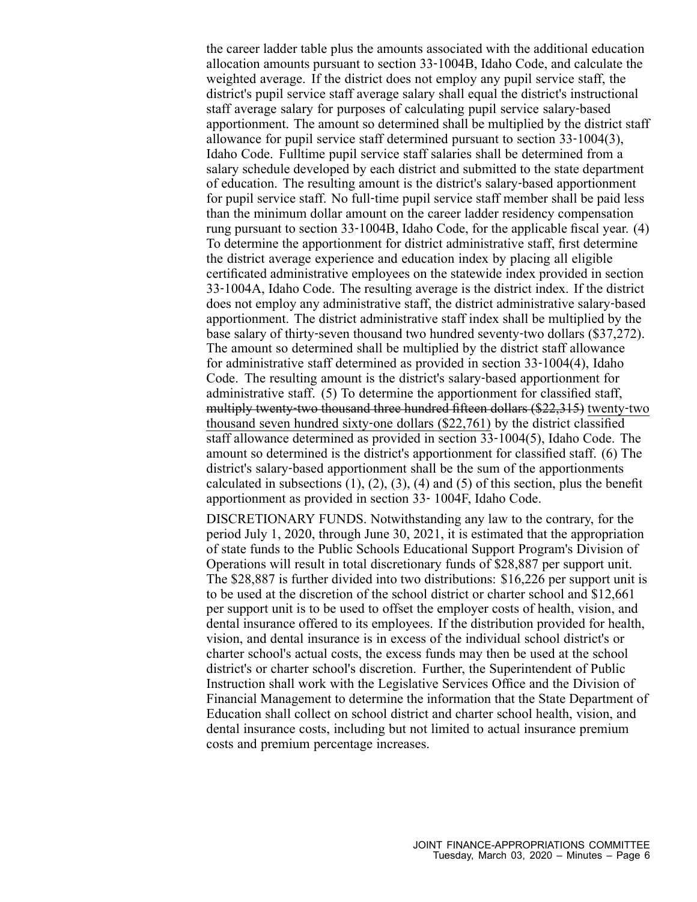the career ladder table plus the amounts associated with the additional education allocation amounts pursuant to section 33‑1004B, Idaho Code, and calculate the weighted average. If the district does not employ any pupil service staff, the district's pupil service staff average salary shall equal the district's instructional staff average salary for purposes of calculating pupil service salary‑based apportionment. The amount so determined shall be multiplied by the district staff allowance for pupil service staff determined pursuant to section 33‑1004(3), Idaho Code. Fulltime pupil service staff salaries shall be determined from a salary schedule developed by each district and submitted to the state department of education. The resulting amount is the district's salary‑based apportionment for pupil service staff. No full‑time pupil service staff member shall be paid less than the minimum dollar amount on the career ladder residency compensation rung pursuant to section 33‑1004B, Idaho Code, for the applicable fiscal year. (4) To determine the apportionment for district administrative staff, first determine the district average experience and education index by placing all eligible certificated administrative employees on the statewide index provided in section 33‑1004A, Idaho Code. The resulting average is the district index. If the district does not employ any administrative staff, the district administrative salary‑based apportionment. The district administrative staff index shall be multiplied by the base salary of thirty‑seven thousand two hundred seventy‑two dollars ($37,272). The amount so determined shall be multiplied by the district staff allowance for administrative staff determined as provided in section 33‑1004(4), Idaho Code. The resulting amount is the district's salary‑based apportionment for administrative staff. (5) To determine the apportionment for classified staff, ~~multiply twenty‑two thousand three hundred fifteen dollars ($22,315)~~ twenty‑two thousand seven hundred sixty‑one dollars ($22,761) by the district classified staff allowance determined as provided in section 33‑1004(5), Idaho Code. The amount so determined is the district's apportionment for classified staff. (6) The district's salary‑based apportionment shall be the sum of the apportionments calculated in subsections (1), (2), (3), (4) and (5) of this section, plus the benefit apportionment as provided in section 33‑ 1004F, Idaho Code.

DISCRETIONARY FUNDS. Notwithstanding any law to the contrary, for the period July 1, 2020, through June 30, 2021, it is estimated that the appropriation of state funds to the Public Schools Educational Support Program's Division of Operations will result in total discretionary funds of $28,887 per support unit. The $28,887 is further divided into two distributions: $16,226 per support unit is to be used at the discretion of the school district or charter school and $12,661 per support unit is to be used to offset the employer costs of health, vision, and dental insurance offered to its employees. If the distribution provided for health, vision, and dental insurance is in excess of the individual school district's or charter school's actual costs, the excess funds may then be used at the school district's or charter school's discretion. Further, the Superintendent of Public Instruction shall work with the Legislative Services Office and the Division of Financial Management to determine the information that the State Department of Education shall collect on school district and charter school health, vision, and dental insurance costs, including but not limited to actual insurance premium costs and premium percentage increases.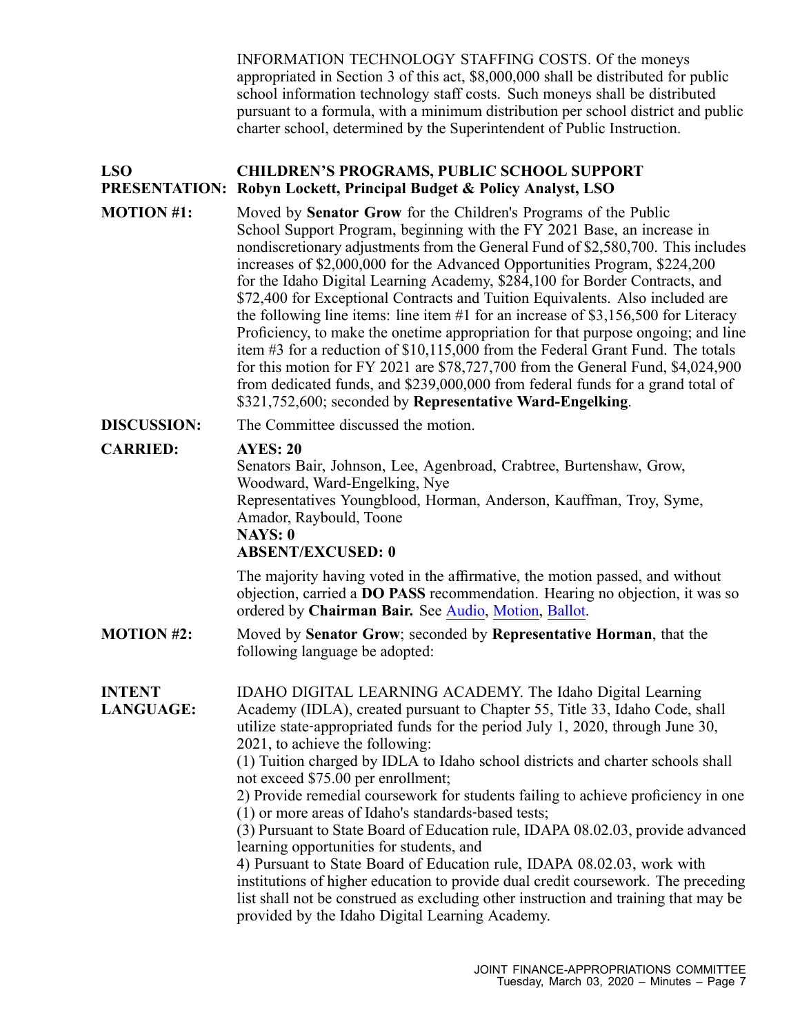INFORMATION TECHNOLOGY STAFFING COSTS. Of the moneys appropriated in Section 3 of this act, $8,000,000 shall be distributed for public school information technology staff costs. Such moneys shall be distributed pursuant to a formula, with a minimum distribution per school district and public charter school, determined by the Superintendent of Public Instruction.

**LSO PRESENTATION:** **CHILDREN'S PROGRAMS, PUBLIC SCHOOL SUPPORT**
**Robyn Lockett, Principal Budget & Policy Analyst, LSO**

**MOTION #1:** Moved by **Senator Grow** for the Children's Programs of the Public School Support Program, beginning with the FY 2021 Base, an increase in nondiscretionary adjustments from the General Fund of $2,580,700. This includes increases of $2,000,000 for the Advanced Opportunities Program, $224,200 for the Idaho Digital Learning Academy, $284,100 for Border Contracts, and $72,400 for Exceptional Contracts and Tuition Equivalents. Also included are the following line items: line item #1 for an increase of $3,156,500 for Literacy Proficiency, to make the onetime appropriation for that purpose ongoing; and line item #3 for a reduction of $10,115,000 from the Federal Grant Fund. The totals for this motion for FY 2021 are $78,727,700 from the General Fund, $4,024,900 from dedicated funds, and $239,000,000 from federal funds for a grand total of $321,752,600; seconded by **Representative Ward-Engelking**.

**DISCUSSION:** The Committee discussed the motion.

**CARRIED:** **AYES: 20**
Senators Bair, Johnson, Lee, Agenbroad, Crabtree, Burtenshaw, Grow, Woodward, Ward-Engelking, Nye
Representatives Youngblood, Horman, Anderson, Kauffman, Troy, Syme, Amador, Raybould, Toone
**NAYS: 0**
**ABSENT/EXCUSED: 0**

The majority having voted in the affirmative, the motion passed, and without objection, carried a **DO PASS** recommendation. Hearing no objection, it was so ordered by **Chairman Bair.** See Audio, Motion, Ballot.

**MOTION #2:** Moved by **Senator Grow**; seconded by **Representative Horman**, that the following language be adopted:

**INTENT LANGUAGE:** IDAHO DIGITAL LEARNING ACADEMY. The Idaho Digital Learning Academy (IDLA), created pursuant to Chapter 55, Title 33, Idaho Code, shall utilize state-appropriated funds for the period July 1, 2020, through June 30, 2021, to achieve the following:
(1) Tuition charged by IDLA to Idaho school districts and charter schools shall not exceed $75.00 per enrollment;
2) Provide remedial coursework for students failing to achieve proficiency in one (1) or more areas of Idaho's standards-based tests;
(3) Pursuant to State Board of Education rule, IDAPA 08.02.03, provide advanced learning opportunities for students, and
4) Pursuant to State Board of Education rule, IDAPA 08.02.03, work with institutions of higher education to provide dual credit coursework. The preceding list shall not be construed as excluding other instruction and training that may be provided by the Idaho Digital Learning Academy.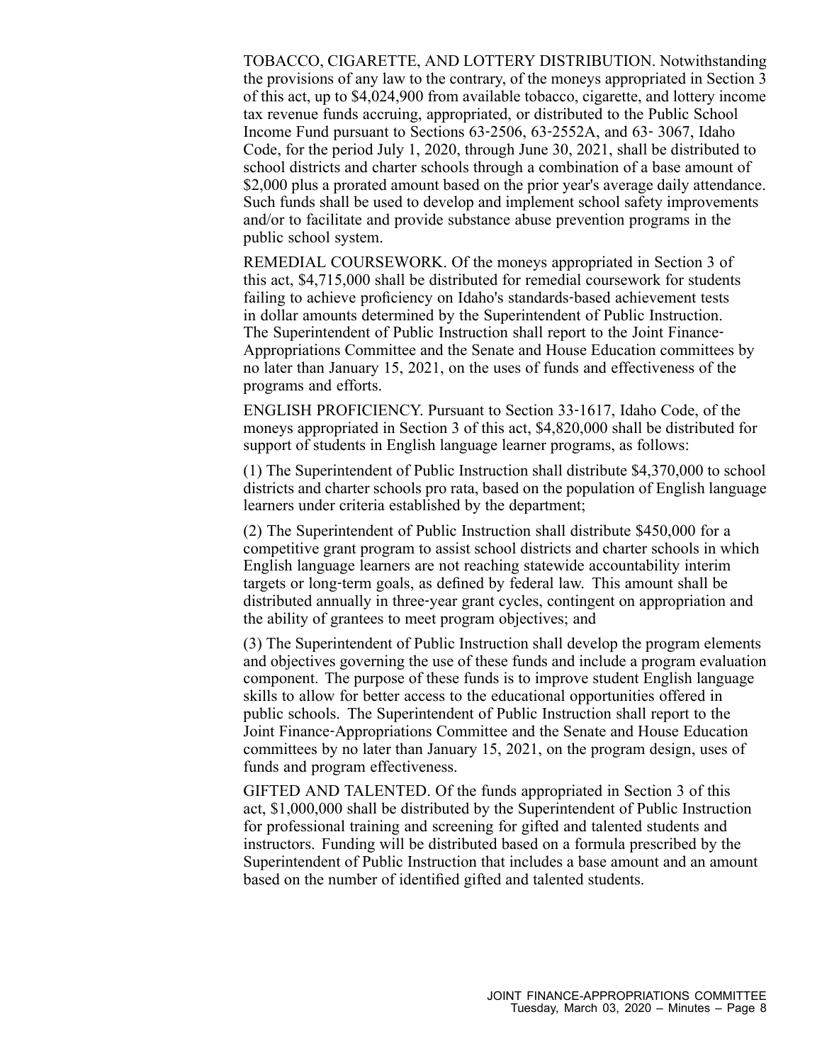TOBACCO, CIGARETTE, AND LOTTERY DISTRIBUTION. Notwithstanding the provisions of any law to the contrary, of the moneys appropriated in Section 3 of this act, up to $4,024,900 from available tobacco, cigarette, and lottery income tax revenue funds accruing, appropriated, or distributed to the Public School Income Fund pursuant to Sections 63‑2506, 63‑2552A, and 63‑ 3067, Idaho Code, for the period July 1, 2020, through June 30, 2021, shall be distributed to school districts and charter schools through a combination of a base amount of $2,000 plus a prorated amount based on the prior year's average daily attendance. Such funds shall be used to develop and implement school safety improvements and/or to facilitate and provide substance abuse prevention programs in the public school system.

REMEDIAL COURSEWORK. Of the moneys appropriated in Section 3 of this act, $4,715,000 shall be distributed for remedial coursework for students failing to achieve proficiency on Idaho's standards‑based achievement tests in dollar amounts determined by the Superintendent of Public Instruction. The Superintendent of Public Instruction shall report to the Joint Finance‑Appropriations Committee and the Senate and House Education committees by no later than January 15, 2021, on the uses of funds and effectiveness of the programs and efforts.

ENGLISH PROFICIENCY. Pursuant to Section 33‑1617, Idaho Code, of the moneys appropriated in Section 3 of this act, $4,820,000 shall be distributed for support of students in English language learner programs, as follows:

(1) The Superintendent of Public Instruction shall distribute $4,370,000 to school districts and charter schools pro rata, based on the population of English language learners under criteria established by the department;

(2) The Superintendent of Public Instruction shall distribute $450,000 for a competitive grant program to assist school districts and charter schools in which English language learners are not reaching statewide accountability interim targets or long‑term goals, as defined by federal law. This amount shall be distributed annually in three‑year grant cycles, contingent on appropriation and the ability of grantees to meet program objectives; and

(3) The Superintendent of Public Instruction shall develop the program elements and objectives governing the use of these funds and include a program evaluation component. The purpose of these funds is to improve student English language skills to allow for better access to the educational opportunities offered in public schools. The Superintendent of Public Instruction shall report to the Joint Finance‑Appropriations Committee and the Senate and House Education committees by no later than January 15, 2021, on the program design, uses of funds and program effectiveness.

GIFTED AND TALENTED. Of the funds appropriated in Section 3 of this act, $1,000,000 shall be distributed by the Superintendent of Public Instruction for professional training and screening for gifted and talented students and instructors. Funding will be distributed based on a formula prescribed by the Superintendent of Public Instruction that includes a base amount and an amount based on the number of identified gifted and talented students.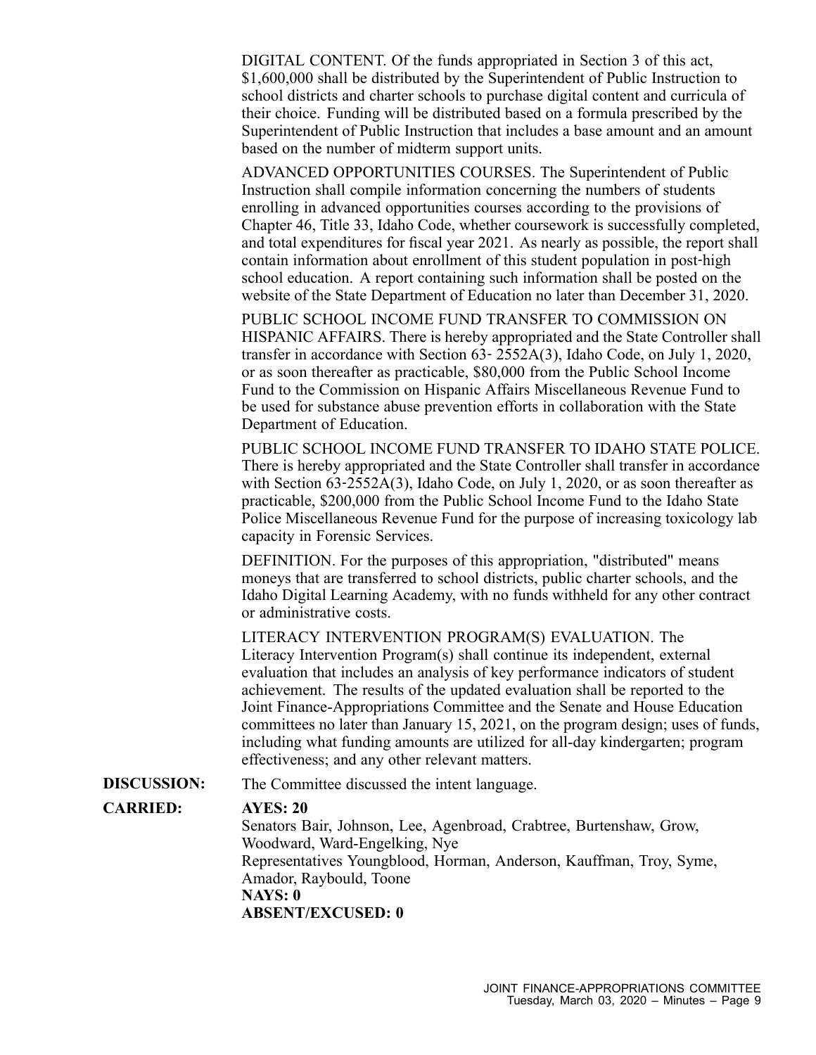DIGITAL CONTENT. Of the funds appropriated in Section 3 of this act, $1,600,000 shall be distributed by the Superintendent of Public Instruction to school districts and charter schools to purchase digital content and curricula of their choice. Funding will be distributed based on a formula prescribed by the Superintendent of Public Instruction that includes a base amount and an amount based on the number of midterm support units.

ADVANCED OPPORTUNITIES COURSES. The Superintendent of Public Instruction shall compile information concerning the numbers of students enrolling in advanced opportunities courses according to the provisions of Chapter 46, Title 33, Idaho Code, whether coursework is successfully completed, and total expenditures for fiscal year 2021. As nearly as possible, the report shall contain information about enrollment of this student population in post-high school education. A report containing such information shall be posted on the website of the State Department of Education no later than December 31, 2020.

PUBLIC SCHOOL INCOME FUND TRANSFER TO COMMISSION ON HISPANIC AFFAIRS. There is hereby appropriated and the State Controller shall transfer in accordance with Section 63- 2552A(3), Idaho Code, on July 1, 2020, or as soon thereafter as practicable, $80,000 from the Public School Income Fund to the Commission on Hispanic Affairs Miscellaneous Revenue Fund to be used for substance abuse prevention efforts in collaboration with the State Department of Education.

PUBLIC SCHOOL INCOME FUND TRANSFER TO IDAHO STATE POLICE. There is hereby appropriated and the State Controller shall transfer in accordance with Section 63-2552A(3), Idaho Code, on July 1, 2020, or as soon thereafter as practicable, $200,000 from the Public School Income Fund to the Idaho State Police Miscellaneous Revenue Fund for the purpose of increasing toxicology lab capacity in Forensic Services.

DEFINITION. For the purposes of this appropriation, "distributed" means moneys that are transferred to school districts, public charter schools, and the Idaho Digital Learning Academy, with no funds withheld for any other contract or administrative costs.

LITERACY INTERVENTION PROGRAM(S) EVALUATION. The Literacy Intervention Program(s) shall continue its independent, external evaluation that includes an analysis of key performance indicators of student achievement. The results of the updated evaluation shall be reported to the Joint Finance-Appropriations Committee and the Senate and House Education committees no later than January 15, 2021, on the program design; uses of funds, including what funding amounts are utilized for all-day kindergarten; program effectiveness; and any other relevant matters.

**DISCUSSION:** The Committee discussed the intent language.

**CARRIED:** **AYES: 20**

Senators Bair, Johnson, Lee, Agenbroad, Crabtree, Burtenshaw, Grow, Woodward, Ward-Engelking, Nye

Representatives Youngblood, Horman, Anderson, Kauffman, Troy, Syme, Amador, Raybould, Toone

**NAYS: 0**

**ABSENT/EXCUSED: 0**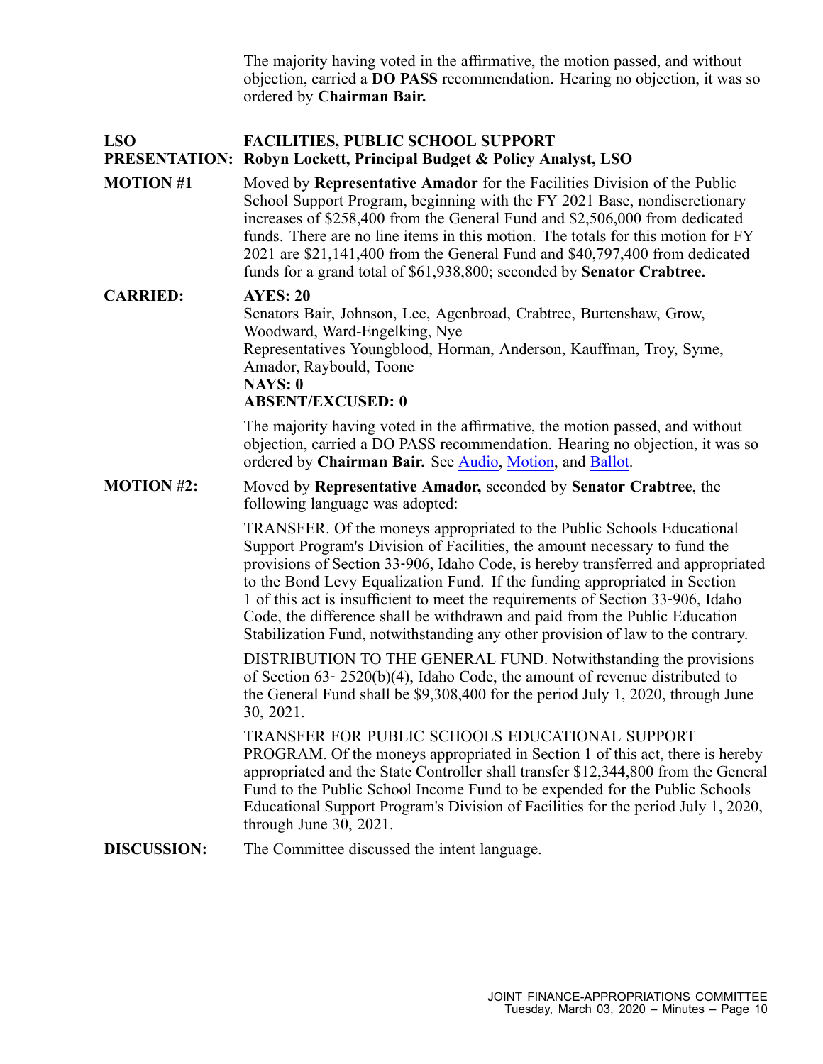The majority having voted in the affirmative, the motion passed, and without objection, carried a **DO PASS** recommendation. Hearing no objection, it was so ordered by **Chairman Bair.**

**LSO PRESENTATION:** **FACILITIES, PUBLIC SCHOOL SUPPORT**
**Robyn Lockett, Principal Budget & Policy Analyst, LSO**

**MOTION #1** Moved by **Representative Amador** for the Facilities Division of the Public School Support Program, beginning with the FY 2021 Base, nondiscretionary increases of $258,400 from the General Fund and $2,506,000 from dedicated funds. There are no line items in this motion. The totals for this motion for FY 2021 are $21,141,400 from the General Fund and $40,797,400 from dedicated funds for a grand total of $61,938,800; seconded by **Senator Crabtree.**

**CARRIED:** **AYES: 20**
Senators Bair, Johnson, Lee, Agenbroad, Crabtree, Burtenshaw, Grow, Woodward, Ward-Engelking, Nye
Representatives Youngblood, Horman, Anderson, Kauffman, Troy, Syme, Amador, Raybould, Toone
**NAYS: 0**
**ABSENT/EXCUSED: 0**

The majority having voted in the affirmative, the motion passed, and without objection, carried a DO PASS recommendation. Hearing no objection, it was so ordered by **Chairman Bair.** See Audio, Motion, and Ballot.

**MOTION #2:** Moved by **Representative Amador,** seconded by **Senator Crabtree**, the following language was adopted:

TRANSFER. Of the moneys appropriated to the Public Schools Educational Support Program's Division of Facilities, the amount necessary to fund the provisions of Section 33-906, Idaho Code, is hereby transferred and appropriated to the Bond Levy Equalization Fund. If the funding appropriated in Section 1 of this act is insufficient to meet the requirements of Section 33-906, Idaho Code, the difference shall be withdrawn and paid from the Public Education Stabilization Fund, notwithstanding any other provision of law to the contrary.

DISTRIBUTION TO THE GENERAL FUND. Notwithstanding the provisions of Section 63- 2520(b)(4), Idaho Code, the amount of revenue distributed to the General Fund shall be $9,308,400 for the period July 1, 2020, through June 30, 2021.

TRANSFER FOR PUBLIC SCHOOLS EDUCATIONAL SUPPORT PROGRAM. Of the moneys appropriated in Section 1 of this act, there is hereby appropriated and the State Controller shall transfer $12,344,800 from the General Fund to the Public School Income Fund to be expended for the Public Schools Educational Support Program's Division of Facilities for the period July 1, 2020, through June 30, 2021.

**DISCUSSION:** The Committee discussed the intent language.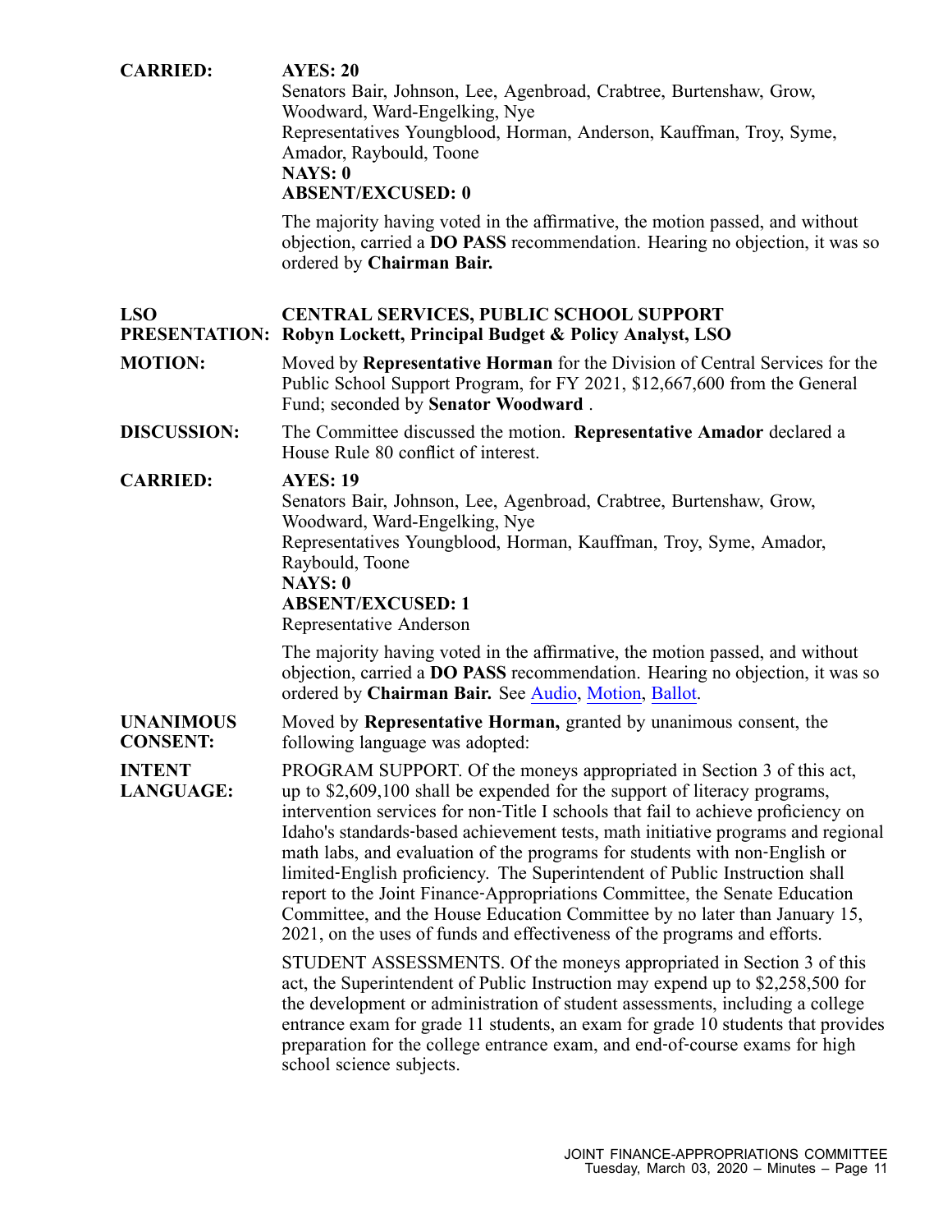**CARRIED:** **AYES: 20**
Senators Bair, Johnson, Lee, Agenbroad, Crabtree, Burtenshaw, Grow, Woodward, Ward-Engelking, Nye
Representatives Youngblood, Horman, Anderson, Kauffman, Troy, Syme, Amador, Raybould, Toone
**NAYS: 0**
**ABSENT/EXCUSED: 0**

The majority having voted in the affirmative, the motion passed, and without objection, carried a **DO PASS** recommendation. Hearing no objection, it was so ordered by **Chairman Bair.**

**LSO PRESENTATION:** **CENTRAL SERVICES, PUBLIC SCHOOL SUPPORT**
**Robyn Lockett, Principal Budget & Policy Analyst, LSO**

**MOTION:** Moved by **Representative Horman** for the Division of Central Services for the Public School Support Program, for FY 2021, $12,667,600 from the General Fund; seconded by **Senator Woodward** .

**DISCUSSION:** The Committee discussed the motion. **Representative Amador** declared a House Rule 80 conflict of interest.

**CARRIED:** **AYES: 19**
Senators Bair, Johnson, Lee, Agenbroad, Crabtree, Burtenshaw, Grow, Woodward, Ward-Engelking, Nye
Representatives Youngblood, Horman, Kauffman, Troy, Syme, Amador, Raybould, Toone
**NAYS: 0**
**ABSENT/EXCUSED: 1**
Representative Anderson

The majority having voted in the affirmative, the motion passed, and without objection, carried a **DO PASS** recommendation. Hearing no objection, it was so ordered by **Chairman Bair.** See Audio, Motion, Ballot.

**UNANIMOUS CONSENT:** Moved by **Representative Horman,** granted by unanimous consent, the following language was adopted:

**INTENT LANGUAGE:** PROGRAM SUPPORT. Of the moneys appropriated in Section 3 of this act, up to $2,609,100 shall be expended for the support of literacy programs, intervention services for non-Title I schools that fail to achieve proficiency on Idaho's standards-based achievement tests, math initiative programs and regional math labs, and evaluation of the programs for students with non-English or limited-English proficiency. The Superintendent of Public Instruction shall report to the Joint Finance-Appropriations Committee, the Senate Education Committee, and the House Education Committee by no later than January 15, 2021, on the uses of funds and effectiveness of the programs and efforts.

STUDENT ASSESSMENTS. Of the moneys appropriated in Section 3 of this act, the Superintendent of Public Instruction may expend up to $2,258,500 for the development or administration of student assessments, including a college entrance exam for grade 11 students, an exam for grade 10 students that provides preparation for the college entrance exam, and end-of-course exams for high school science subjects.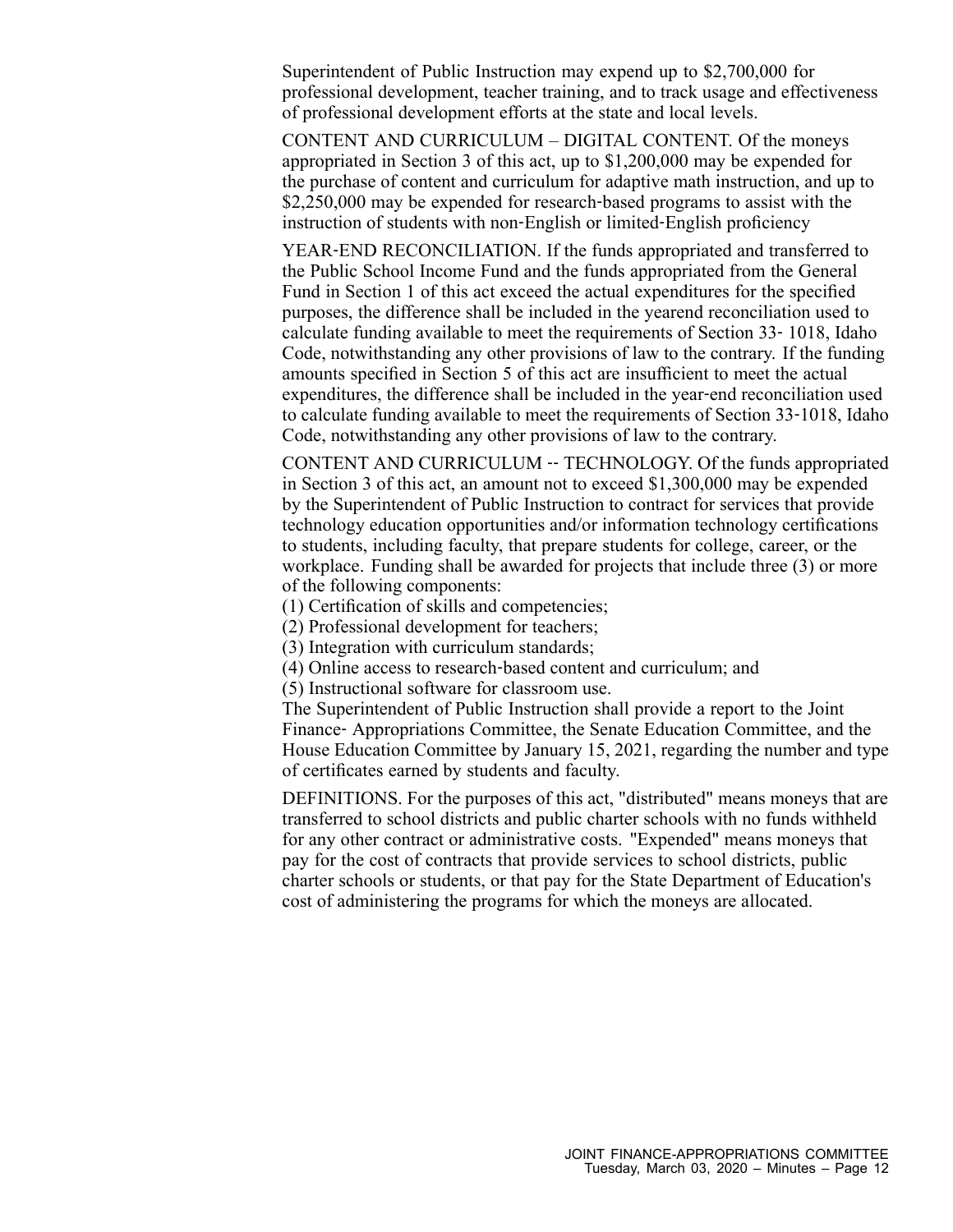Superintendent of Public Instruction may expend up to $2,700,000 for professional development, teacher training, and to track usage and effectiveness of professional development efforts at the state and local levels.

CONTENT AND CURRICULUM – DIGITAL CONTENT. Of the moneys appropriated in Section 3 of this act, up to $1,200,000 may be expended for the purchase of content and curriculum for adaptive math instruction, and up to $2,250,000 may be expended for research-based programs to assist with the instruction of students with non-English or limited-English proficiency

YEAR-END RECONCILIATION. If the funds appropriated and transferred to the Public School Income Fund and the funds appropriated from the General Fund in Section 1 of this act exceed the actual expenditures for the specified purposes, the difference shall be included in the yearend reconciliation used to calculate funding available to meet the requirements of Section 33- 1018, Idaho Code, notwithstanding any other provisions of law to the contrary. If the funding amounts specified in Section 5 of this act are insufficient to meet the actual expenditures, the difference shall be included in the year-end reconciliation used to calculate funding available to meet the requirements of Section 33-1018, Idaho Code, notwithstanding any other provisions of law to the contrary.

CONTENT AND CURRICULUM -- TECHNOLOGY. Of the funds appropriated in Section 3 of this act, an amount not to exceed $1,300,000 may be expended by the Superintendent of Public Instruction to contract for services that provide technology education opportunities and/or information technology certifications to students, including faculty, that prepare students for college, career, or the workplace. Funding shall be awarded for projects that include three (3) or more of the following components:

(1) Certification of skills and competencies;
(2) Professional development for teachers;
(3) Integration with curriculum standards;
(4) Online access to research-based content and curriculum; and
(5) Instructional software for classroom use.

The Superintendent of Public Instruction shall provide a report to the Joint Finance- Appropriations Committee, the Senate Education Committee, and the House Education Committee by January 15, 2021, regarding the number and type of certificates earned by students and faculty.

DEFINITIONS. For the purposes of this act, "distributed" means moneys that are transferred to school districts and public charter schools with no funds withheld for any other contract or administrative costs. "Expended" means moneys that pay for the cost of contracts that provide services to school districts, public charter schools or students, or that pay for the State Department of Education's cost of administering the programs for which the moneys are allocated.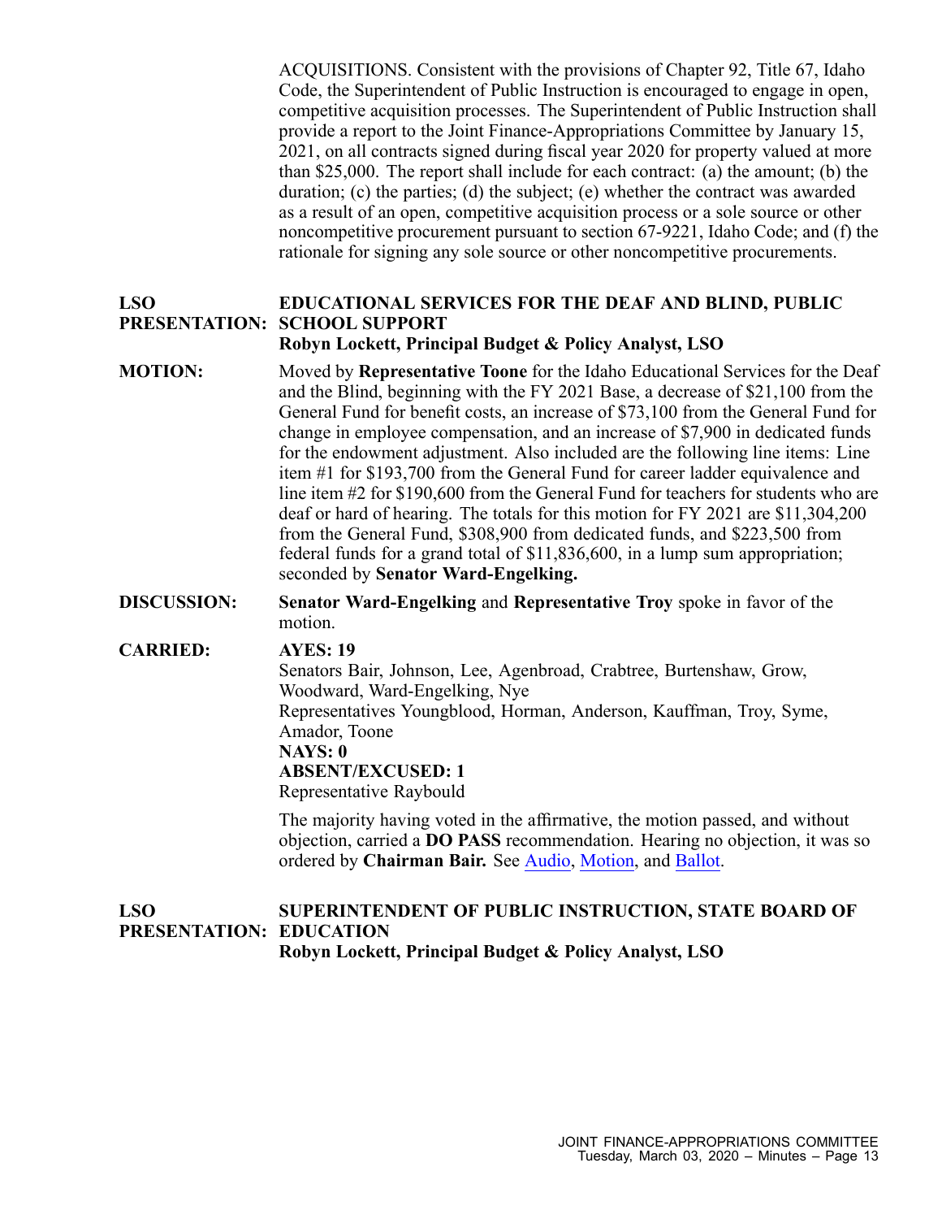ACQUISITIONS. Consistent with the provisions of Chapter 92, Title 67, Idaho Code, the Superintendent of Public Instruction is encouraged to engage in open, competitive acquisition processes. The Superintendent of Public Instruction shall provide a report to the Joint Finance-Appropriations Committee by January 15, 2021, on all contracts signed during fiscal year 2020 for property valued at more than $25,000. The report shall include for each contract: (a) the amount; (b) the duration; (c) the parties; (d) the subject; (e) whether the contract was awarded as a result of an open, competitive acquisition process or a sole source or other noncompetitive procurement pursuant to section 67-9221, Idaho Code; and (f) the rationale for signing any sole source or other noncompetitive procurements.

**LSO PRESENTATION:** **EDUCATIONAL SERVICES FOR THE DEAF AND BLIND, PUBLIC SCHOOL SUPPORT**
**Robyn Lockett, Principal Budget & Policy Analyst, LSO**

**MOTION:** Moved by **Representative Toone** for the Idaho Educational Services for the Deaf and the Blind, beginning with the FY 2021 Base, a decrease of $21,100 from the General Fund for benefit costs, an increase of $73,100 from the General Fund for change in employee compensation, and an increase of $7,900 in dedicated funds for the endowment adjustment. Also included are the following line items: Line item #1 for $193,700 from the General Fund for career ladder equivalence and line item #2 for $190,600 from the General Fund for teachers for students who are deaf or hard of hearing. The totals for this motion for FY 2021 are $11,304,200 from the General Fund, $308,900 from dedicated funds, and $223,500 from federal funds for a grand total of $11,836,600, in a lump sum appropriation; seconded by **Senator Ward-Engelking.**

**DISCUSSION:** **Senator Ward-Engelking** and **Representative Troy** spoke in favor of the motion.

**CARRIED:** **AYES: 19**
Senators Bair, Johnson, Lee, Agenbroad, Crabtree, Burtenshaw, Grow, Woodward, Ward-Engelking, Nye
Representatives Youngblood, Horman, Anderson, Kauffman, Troy, Syme, Amador, Toone
**NAYS: 0**
**ABSENT/EXCUSED: 1**
Representative Raybould

The majority having voted in the affirmative, the motion passed, and without objection, carried a **DO PASS** recommendation. Hearing no objection, it was so ordered by **Chairman Bair.** See Audio, Motion, and Ballot.

**LSO PRESENTATION:** **SUPERINTENDENT OF PUBLIC INSTRUCTION, STATE BOARD OF EDUCATION**
**Robyn Lockett, Principal Budget & Policy Analyst, LSO**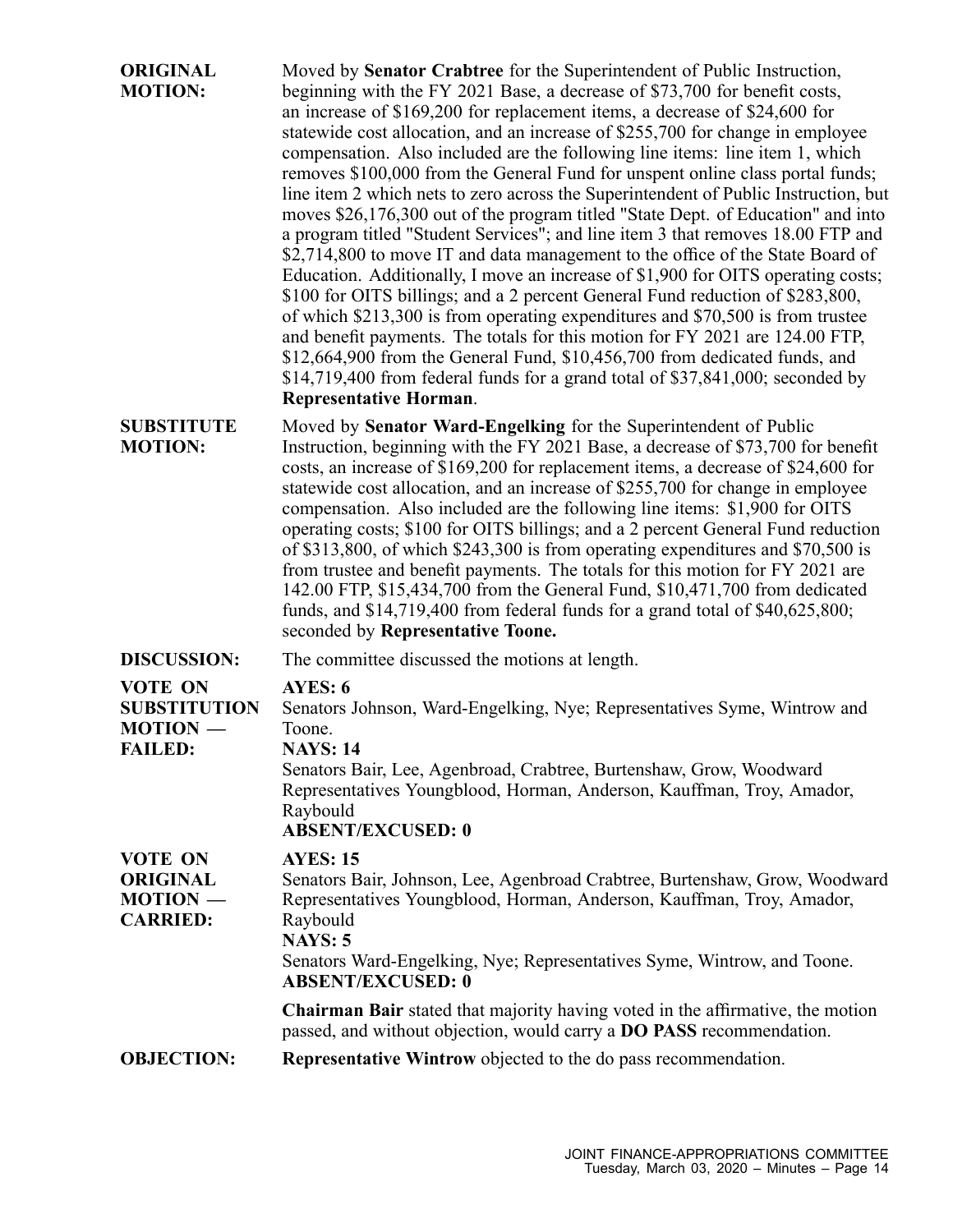**ORIGINAL MOTION:** Moved by **Senator Crabtree** for the Superintendent of Public Instruction, beginning with the FY 2021 Base, a decrease of $73,700 for benefit costs, an increase of $169,200 for replacement items, a decrease of $24,600 for statewide cost allocation, and an increase of $255,700 for change in employee compensation. Also included are the following line items: line item 1, which removes $100,000 from the General Fund for unspent online class portal funds; line item 2 which nets to zero across the Superintendent of Public Instruction, but moves $26,176,300 out of the program titled "State Dept. of Education" and into a program titled "Student Services"; and line item 3 that removes 18.00 FTP and $2,714,800 to move IT and data management to the office of the State Board of Education. Additionally, I move an increase of $1,900 for OITS operating costs; $100 for OITS billings; and a 2 percent General Fund reduction of $283,800, of which $213,300 is from operating expenditures and $70,500 is from trustee and benefit payments. The totals for this motion for FY 2021 are 124.00 FTP, $12,664,900 from the General Fund, $10,456,700 from dedicated funds, and $14,719,400 from federal funds for a grand total of $37,841,000; seconded by **Representative Horman**.

**SUBSTITUTE MOTION:** Moved by **Senator Ward-Engelking** for the Superintendent of Public Instruction, beginning with the FY 2021 Base, a decrease of $73,700 for benefit costs, an increase of $169,200 for replacement items, a decrease of $24,600 for statewide cost allocation, and an increase of $255,700 for change in employee compensation. Also included are the following line items: $1,900 for OITS operating costs; $100 for OITS billings; and a 2 percent General Fund reduction of $313,800, of which $243,300 is from operating expenditures and $70,500 is from trustee and benefit payments. The totals for this motion for FY 2021 are 142.00 FTP, $15,434,700 from the General Fund, $10,471,700 from dedicated funds, and $14,719,400 from federal funds for a grand total of $40,625,800; seconded by **Representative Toone.**

**DISCUSSION:** The committee discussed the motions at length.

**VOTE ON SUBSTITUTION MOTION — FAILED:**

**AYES: 6**
Senators Johnson, Ward-Engelking, Nye; Representatives Syme, Wintrow and Toone.
**NAYS: 14**
Senators Bair, Lee, Agenbroad, Crabtree, Burtenshaw, Grow, Woodward Representatives Youngblood, Horman, Anderson, Kauffman, Troy, Amador, Raybould
**ABSENT/EXCUSED: 0**

**VOTE ON ORIGINAL MOTION — CARRIED:**

**AYES: 15**
Senators Bair, Johnson, Lee, Agenbroad Crabtree, Burtenshaw, Grow, Woodward Representatives Youngblood, Horman, Anderson, Kauffman, Troy, Amador, Raybould
**NAYS: 5**
Senators Ward-Engelking, Nye; Representatives Syme, Wintrow, and Toone.
**ABSENT/EXCUSED: 0**

**Chairman Bair** stated that majority having voted in the affirmative, the motion passed, and without objection, would carry a **DO PASS** recommendation.

**OBJECTION:** **Representative Wintrow** objected to the do pass recommendation.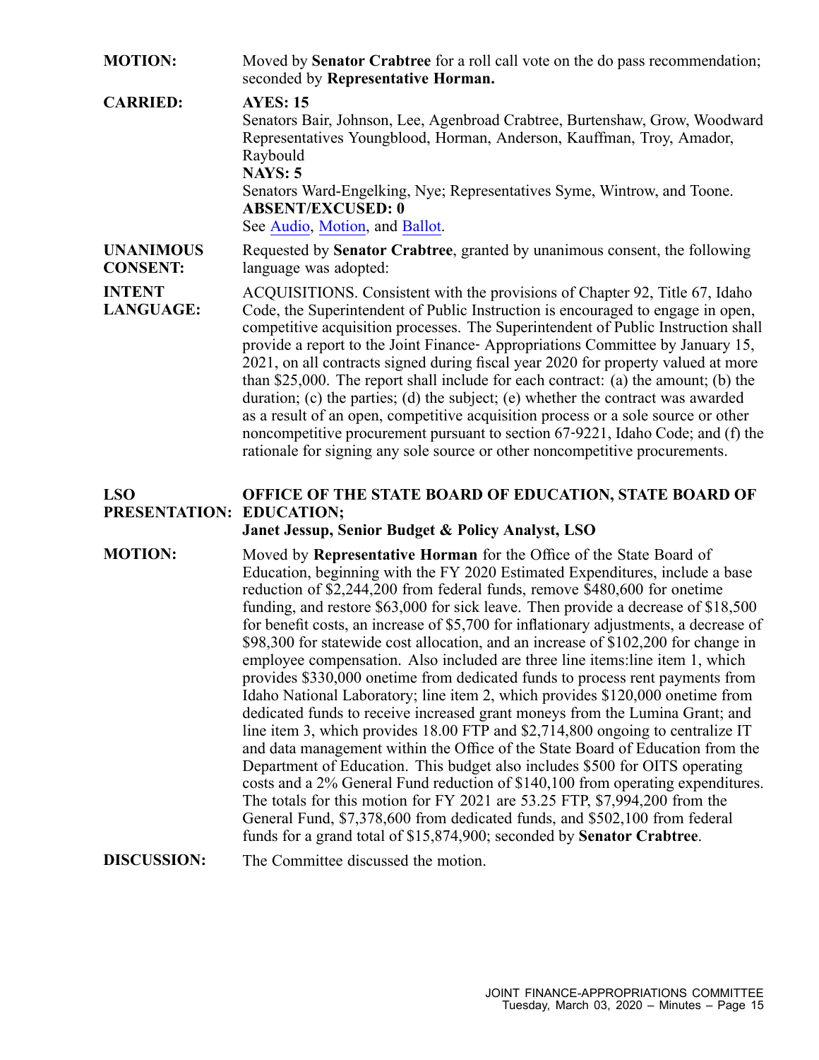**MOTION:** Moved by **Senator Crabtree** for a roll call vote on the do pass recommendation; seconded by **Representative Horman.**

**CARRIED:** **AYES: 15**
Senators Bair, Johnson, Lee, Agenbroad Crabtree, Burtenshaw, Grow, Woodward Representatives Youngblood, Horman, Anderson, Kauffman, Troy, Amador, Raybould
**NAYS: 5**
Senators Ward-Engelking, Nye; Representatives Syme, Wintrow, and Toone.
**ABSENT/EXCUSED: 0**
See Audio, Motion, and Ballot.

**UNANIMOUS CONSENT:** Requested by **Senator Crabtree**, granted by unanimous consent, the following language was adopted:

**INTENT LANGUAGE:** ACQUISITIONS. Consistent with the provisions of Chapter 92, Title 67, Idaho Code, the Superintendent of Public Instruction is encouraged to engage in open, competitive acquisition processes. The Superintendent of Public Instruction shall provide a report to the Joint Finance- Appropriations Committee by January 15, 2021, on all contracts signed during fiscal year 2020 for property valued at more than $25,000. The report shall include for each contract: (a) the amount; (b) the duration; (c) the parties; (d) the subject; (e) whether the contract was awarded as a result of an open, competitive acquisition process or a sole source or other noncompetitive procurement pursuant to section 67-9221, Idaho Code; and (f) the rationale for signing any sole source or other noncompetitive procurements.

**LSO PRESENTATION:** **OFFICE OF THE STATE BOARD OF EDUCATION, STATE BOARD OF EDUCATION;**
**Janet Jessup, Senior Budget & Policy Analyst, LSO**

**MOTION:** Moved by **Representative Horman** for the Office of the State Board of Education, beginning with the FY 2020 Estimated Expenditures, include a base reduction of $2,244,200 from federal funds, remove $480,600 for onetime funding, and restore $63,000 for sick leave. Then provide a decrease of $18,500 for benefit costs, an increase of $5,700 for inflationary adjustments, a decrease of $98,300 for statewide cost allocation, and an increase of $102,200 for change in employee compensation. Also included are three line items:line item 1, which provides $330,000 onetime from dedicated funds to process rent payments from Idaho National Laboratory; line item 2, which provides $120,000 onetime from dedicated funds to receive increased grant moneys from the Lumina Grant; and line item 3, which provides 18.00 FTP and $2,714,800 ongoing to centralize IT and data management within the Office of the State Board of Education from the Department of Education. This budget also includes $500 for OITS operating costs and a 2% General Fund reduction of $140,100 from operating expenditures. The totals for this motion for FY 2021 are 53.25 FTP, $7,994,200 from the General Fund, $7,378,600 from dedicated funds, and $502,100 from federal funds for a grand total of $15,874,900; seconded by **Senator Crabtree**.

**DISCUSSION:** The Committee discussed the motion.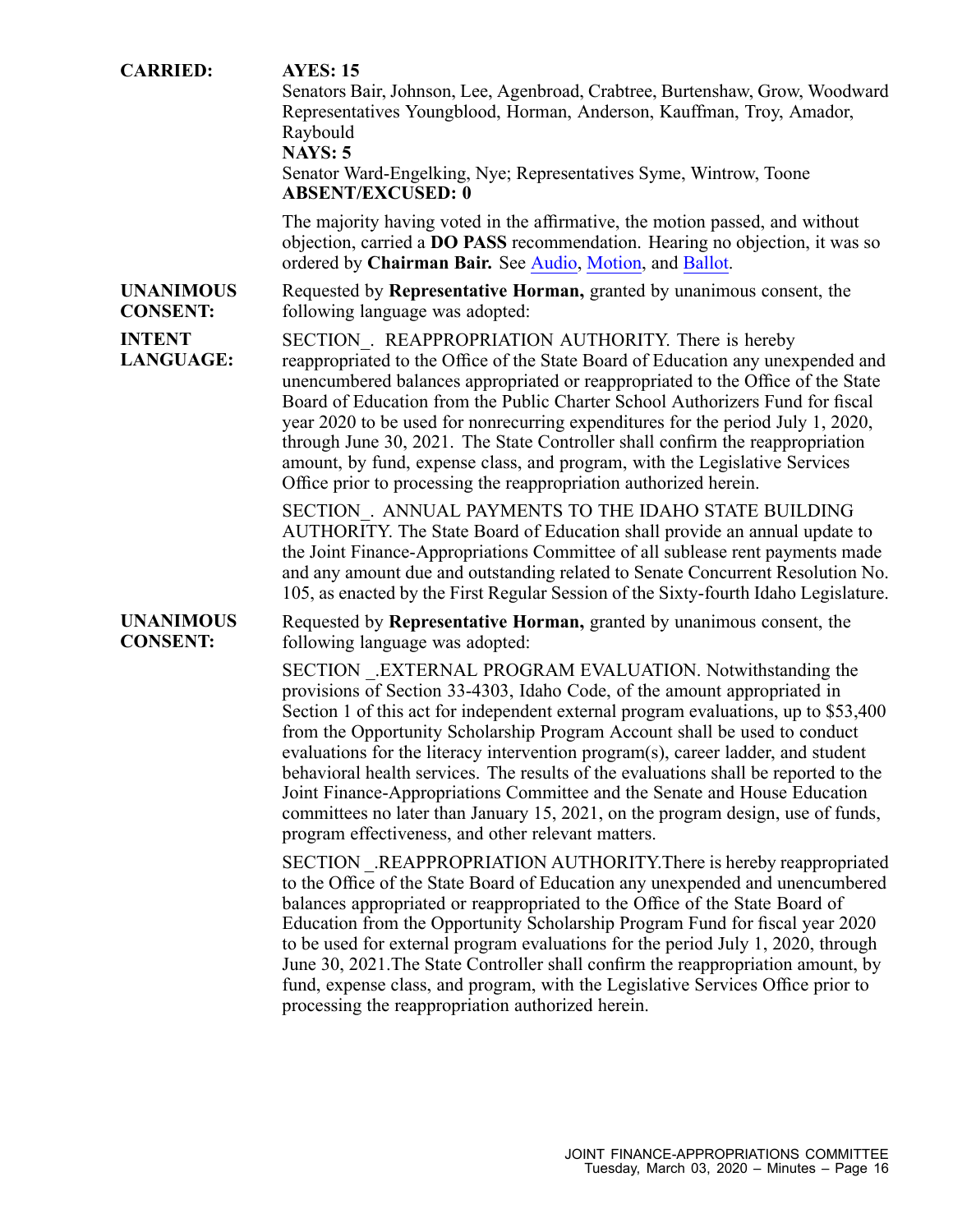**CARRIED:** **AYES: 15**
Senators Bair, Johnson, Lee, Agenbroad, Crabtree, Burtenshaw, Grow, Woodward Representatives Youngblood, Horman, Anderson, Kauffman, Troy, Amador, Raybould
**NAYS: 5**
Senator Ward-Engelking, Nye; Representatives Syme, Wintrow, Toone
**ABSENT/EXCUSED: 0**

The majority having voted in the affirmative, the motion passed, and without objection, carried a **DO PASS** recommendation. Hearing no objection, it was so ordered by **Chairman Bair.** See Audio, Motion, and Ballot.

**UNANIMOUS CONSENT:** Requested by **Representative Horman,** granted by unanimous consent, the following language was adopted:

**INTENT LANGUAGE:** SECTION_. REAPPROPRIATION AUTHORITY. There is hereby reappropriated to the Office of the State Board of Education any unexpended and unencumbered balances appropriated or reappropriated to the Office of the State Board of Education from the Public Charter School Authorizers Fund for fiscal year 2020 to be used for nonrecurring expenditures for the period July 1, 2020, through June 30, 2021. The State Controller shall confirm the reappropriation amount, by fund, expense class, and program, with the Legislative Services Office prior to processing the reappropriation authorized herein.

SECTION_. ANNUAL PAYMENTS TO THE IDAHO STATE BUILDING AUTHORITY. The State Board of Education shall provide an annual update to the Joint Finance-Appropriations Committee of all sublease rent payments made and any amount due and outstanding related to Senate Concurrent Resolution No. 105, as enacted by the First Regular Session of the Sixty-fourth Idaho Legislature.

**UNANIMOUS CONSENT:** Requested by **Representative Horman,** granted by unanimous consent, the following language was adopted:

SECTION _.EXTERNAL PROGRAM EVALUATION. Notwithstanding the provisions of Section 33-4303, Idaho Code, of the amount appropriated in Section 1 of this act for independent external program evaluations, up to $53,400 from the Opportunity Scholarship Program Account shall be used to conduct evaluations for the literacy intervention program(s), career ladder, and student behavioral health services. The results of the evaluations shall be reported to the Joint Finance-Appropriations Committee and the Senate and House Education committees no later than January 15, 2021, on the program design, use of funds, program effectiveness, and other relevant matters.

SECTION _.REAPPROPRIATION AUTHORITY.There is hereby reappropriated to the Office of the State Board of Education any unexpended and unencumbered balances appropriated or reappropriated to the Office of the State Board of Education from the Opportunity Scholarship Program Fund for fiscal year 2020 to be used for external program evaluations for the period July 1, 2020, through June 30, 2021.The State Controller shall confirm the reappropriation amount, by fund, expense class, and program, with the Legislative Services Office prior to processing the reappropriation authorized herein.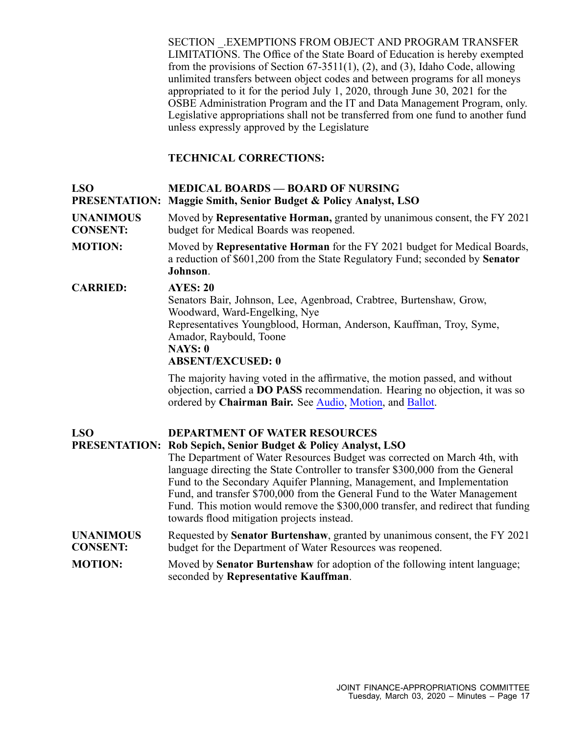SECTION _.EXEMPTIONS FROM OBJECT AND PROGRAM TRANSFER LIMITATIONS. The Office of the State Board of Education is hereby exempted from the provisions of Section 67-3511(1), (2), and (3), Idaho Code, allowing unlimited transfers between object codes and between programs for all moneys appropriated to it for the period July 1, 2020, through June 30, 2021 for the OSBE Administration Program and the IT and Data Management Program, only. Legislative appropriations shall not be transferred from one fund to another fund unless expressly approved by the Legislature

**TECHNICAL CORRECTIONS:**

**LSO PRESENTATION:** **MEDICAL BOARDS — BOARD OF NURSING**
**Maggie Smith, Senior Budget & Policy Analyst, LSO**

**UNANIMOUS CONSENT:** Moved by **Representative Horman,** granted by unanimous consent, the FY 2021 budget for Medical Boards was reopened.

**MOTION:** Moved by **Representative Horman** for the FY 2021 budget for Medical Boards, a reduction of $601,200 from the State Regulatory Fund; seconded by **Senator Johnson**.

**CARRIED:** **AYES: 20**
Senators Bair, Johnson, Lee, Agenbroad, Crabtree, Burtenshaw, Grow, Woodward, Ward-Engelking, Nye
Representatives Youngblood, Horman, Anderson, Kauffman, Troy, Syme, Amador, Raybould, Toone
**NAYS: 0**
**ABSENT/EXCUSED: 0**

The majority having voted in the affirmative, the motion passed, and without objection, carried a **DO PASS** recommendation. Hearing no objection, it was so ordered by **Chairman Bair.** See Audio, Motion, and Ballot.

**LSO PRESENTATION:** **DEPARTMENT OF WATER RESOURCES**
**Rob Sepich, Senior Budget & Policy Analyst, LSO**
The Department of Water Resources Budget was corrected on March 4th, with language directing the State Controller to transfer $300,000 from the General Fund to the Secondary Aquifer Planning, Management, and Implementation Fund, and transfer $700,000 from the General Fund to the Water Management Fund. This motion would remove the $300,000 transfer, and redirect that funding towards flood mitigation projects instead.

**UNANIMOUS CONSENT:** Requested by **Senator Burtenshaw**, granted by unanimous consent, the FY 2021 budget for the Department of Water Resources was reopened.

**MOTION:** Moved by **Senator Burtenshaw** for adoption of the following intent language; seconded by **Representative Kauffman**.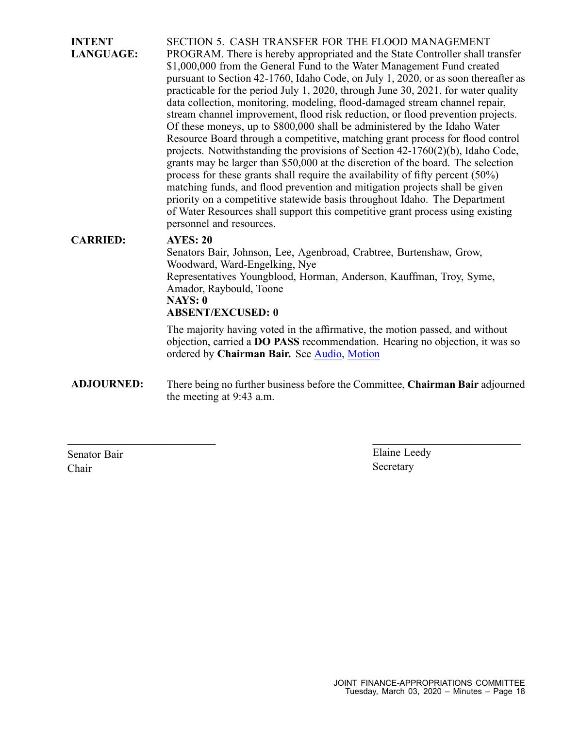**INTENT LANGUAGE:** SECTION 5. CASH TRANSFER FOR THE FLOOD MANAGEMENT PROGRAM. There is hereby appropriated and the State Controller shall transfer $1,000,000 from the General Fund to the Water Management Fund created pursuant to Section 42-1760, Idaho Code, on July 1, 2020, or as soon thereafter as practicable for the period July 1, 2020, through June 30, 2021, for water quality data collection, monitoring, modeling, flood-damaged stream channel repair, stream channel improvement, flood risk reduction, or flood prevention projects. Of these moneys, up to $800,000 shall be administered by the Idaho Water Resource Board through a competitive, matching grant process for flood control projects. Notwithstanding the provisions of Section 42-1760(2)(b), Idaho Code, grants may be larger than $50,000 at the discretion of the board. The selection process for these grants shall require the availability of fifty percent (50%) matching funds, and flood prevention and mitigation projects shall be given priority on a competitive statewide basis throughout Idaho. The Department of Water Resources shall support this competitive grant process using existing personnel and resources.

**CARRIED:** **AYES: 20**
Senators Bair, Johnson, Lee, Agenbroad, Crabtree, Burtenshaw, Grow, Woodward, Ward-Engelking, Nye
Representatives Youngblood, Horman, Anderson, Kauffman, Troy, Syme, Amador, Raybould, Toone
**NAYS: 0**
**ABSENT/EXCUSED: 0**

The majority having voted in the affirmative, the motion passed, and without objection, carried a **DO PASS** recommendation. Hearing no objection, it was so ordered by **Chairman Bair.** See Audio, Motion

**ADJOURNED:** There being no further business before the Committee, **Chairman Bair** adjourned the meeting at 9:43 a.m.

| | |
|---|---|
| Senator Bair | Elaine Leedy |
| Chair | Secretary |